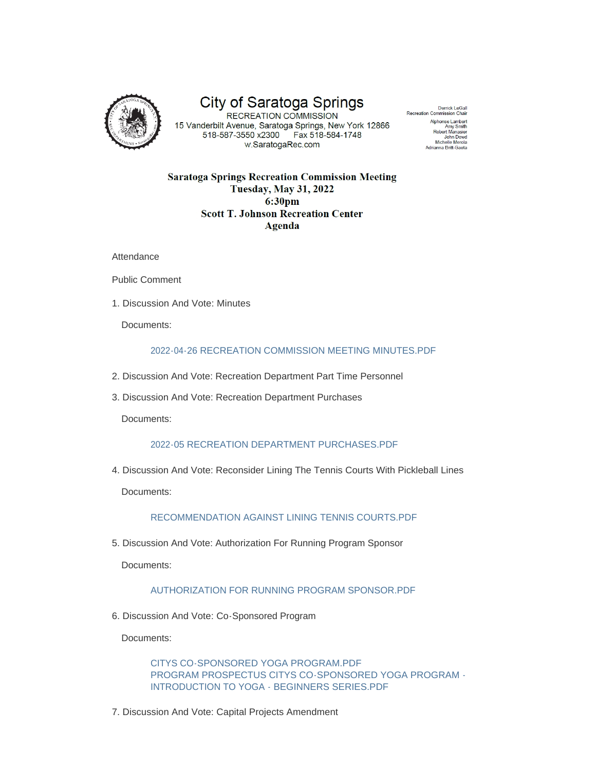City of Saratoga Springs
RECREATION COMMISSION
15 Vanderbilt Avenue, Saratoga Springs, New York 12866
518-587-3550 x2300 Fax 518-584-1748
w.SaratogaRec.com

Derrick LeGall
Recreation Commission Chair
Alphonse Lambert
Amy Smith
Robert Manasier
John Dowd
Michelle Merola
Adrianna Britt-Gaeta

# Saratoga Springs Recreation Commission Meeting
## Tuesday, May 31, 2022
## 6:30pm
## Scott T. Johnson Recreation Center
## Agenda

Attendance

Public Comment

1. Discussion And Vote: Minutes

   Documents:

   2022-04-26 RECREATION COMMISSION MEETING MINUTES.PDF

2. Discussion And Vote: Recreation Department Part Time Personnel

3. Discussion And Vote: Recreation Department Purchases

   Documents:

   2022-05 RECREATION DEPARTMENT PURCHASES.PDF

4. Discussion And Vote: Reconsider Lining The Tennis Courts With Pickleball Lines

   Documents:

   RECOMMENDATION AGAINST LINING TENNIS COURTS.PDF

5. Discussion And Vote: Authorization For Running Program Sponsor

   Documents:

   AUTHORIZATION FOR RUNNING PROGRAM SPONSOR.PDF

6. Discussion And Vote: Co-Sponsored Program

   Documents:

   CITYS CO-SPONSORED YOGA PROGRAM.PDF
   PROGRAM PROSPECTUS CITYS CO-SPONSORED YOGA PROGRAM - INTRODUCTION TO YOGA - BEGINNERS SERIES.PDF

7. Discussion And Vote: Capital Projects Amendment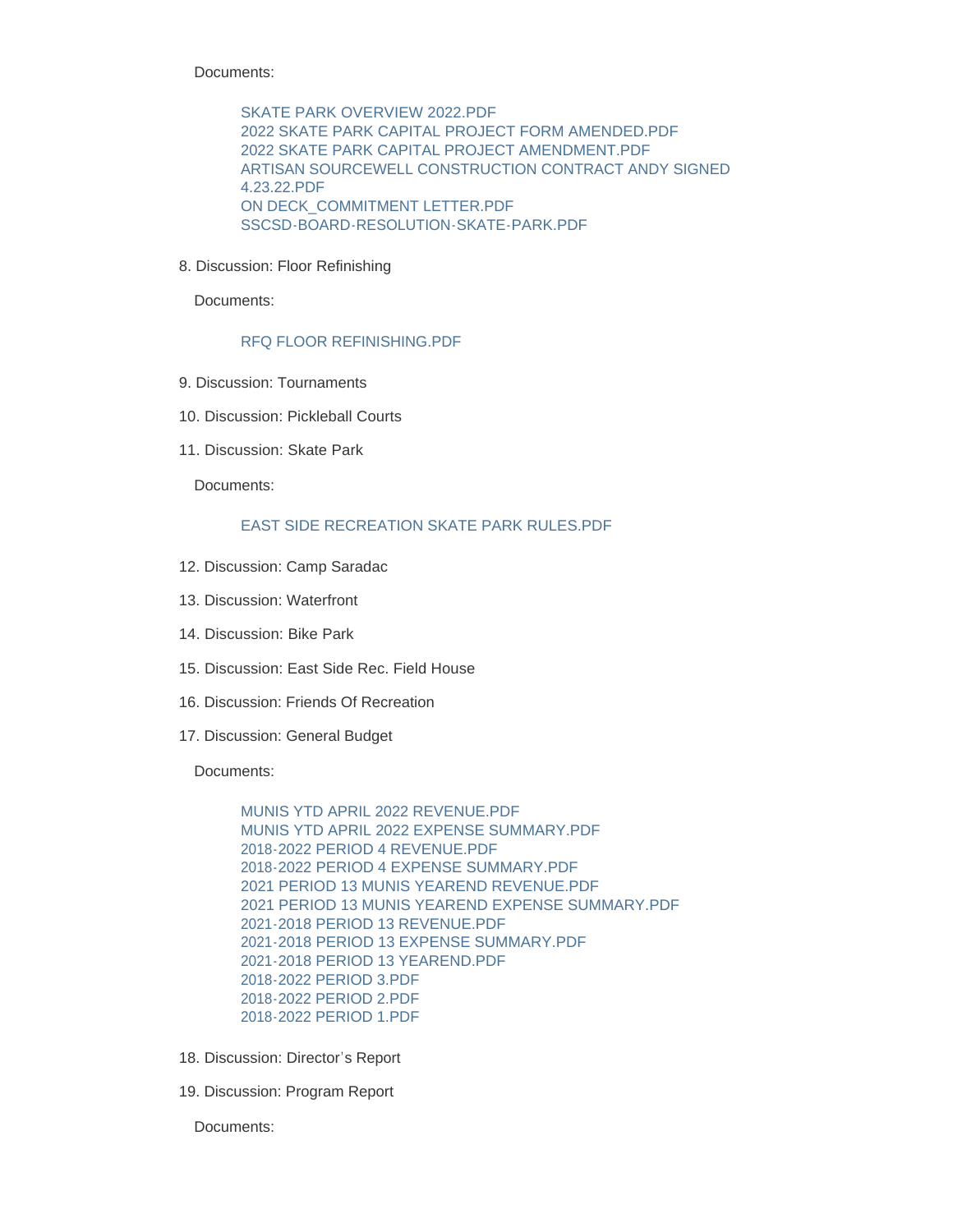Documents:

- SKATE PARK OVERVIEW 2022.PDF
- 2022 SKATE PARK CAPITAL PROJECT FORM AMENDED.PDF
- 2022 SKATE PARK CAPITAL PROJECT AMENDMENT.PDF
- ARTISAN SOURCEWELL CONSTRUCTION CONTRACT ANDY SIGNED 4.23.22.PDF
- ON DECK_COMMITMENT LETTER.PDF
- SSCSD-BOARD-RESOLUTION-SKATE-PARK.PDF

8. Discussion: Floor Refinishing

   Documents:

   - RFQ FLOOR REFINISHING.PDF

9. Discussion: Tournaments

10. Discussion: Pickleball Courts

11. Discussion: Skate Park

    Documents:

    - EAST SIDE RECREATION SKATE PARK RULES.PDF

12. Discussion: Camp Saradac

13. Discussion: Waterfront

14. Discussion: Bike Park

15. Discussion: East Side Rec. Field House

16. Discussion: Friends Of Recreation

17. Discussion: General Budget

    Documents:

    - MUNIS YTD APRIL 2022 REVENUE.PDF
    - MUNIS YTD APRIL 2022 EXPENSE SUMMARY.PDF
    - 2018-2022 PERIOD 4 REVENUE.PDF
    - 2018-2022 PERIOD 4 EXPENSE SUMMARY.PDF
    - 2021 PERIOD 13 MUNIS YEAREND REVENUE.PDF
    - 2021 PERIOD 13 MUNIS YEAREND EXPENSE SUMMARY.PDF
    - 2021-2018 PERIOD 13 REVENUE.PDF
    - 2021-2018 PERIOD 13 EXPENSE SUMMARY.PDF
    - 2021-2018 PERIOD 13 YEAREND.PDF
    - 2018-2022 PERIOD 3.PDF
    - 2018-2022 PERIOD 2.PDF
    - 2018-2022 PERIOD 1.PDF

18. Discussion: Director's Report

19. Discussion: Program Report

    Documents: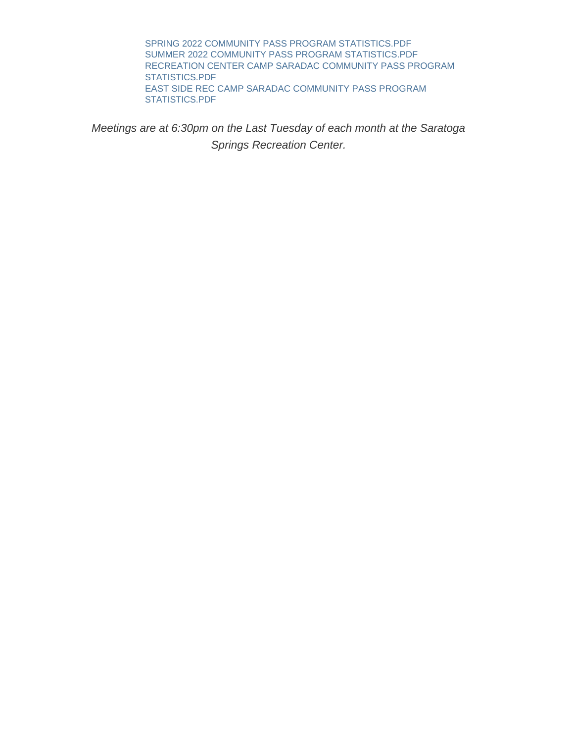SPRING 2022 COMMUNITY PASS PROGRAM STATISTICS.PDF
SUMMER 2022 COMMUNITY PASS PROGRAM STATISTICS.PDF
RECREATION CENTER CAMP SARADAC COMMUNITY PASS PROGRAM STATISTICS.PDF
EAST SIDE REC CAMP SARADAC COMMUNITY PASS PROGRAM STATISTICS.PDF

*Meetings are at 6:30pm on the Last Tuesday of each month at the Saratoga Springs Recreation Center.*